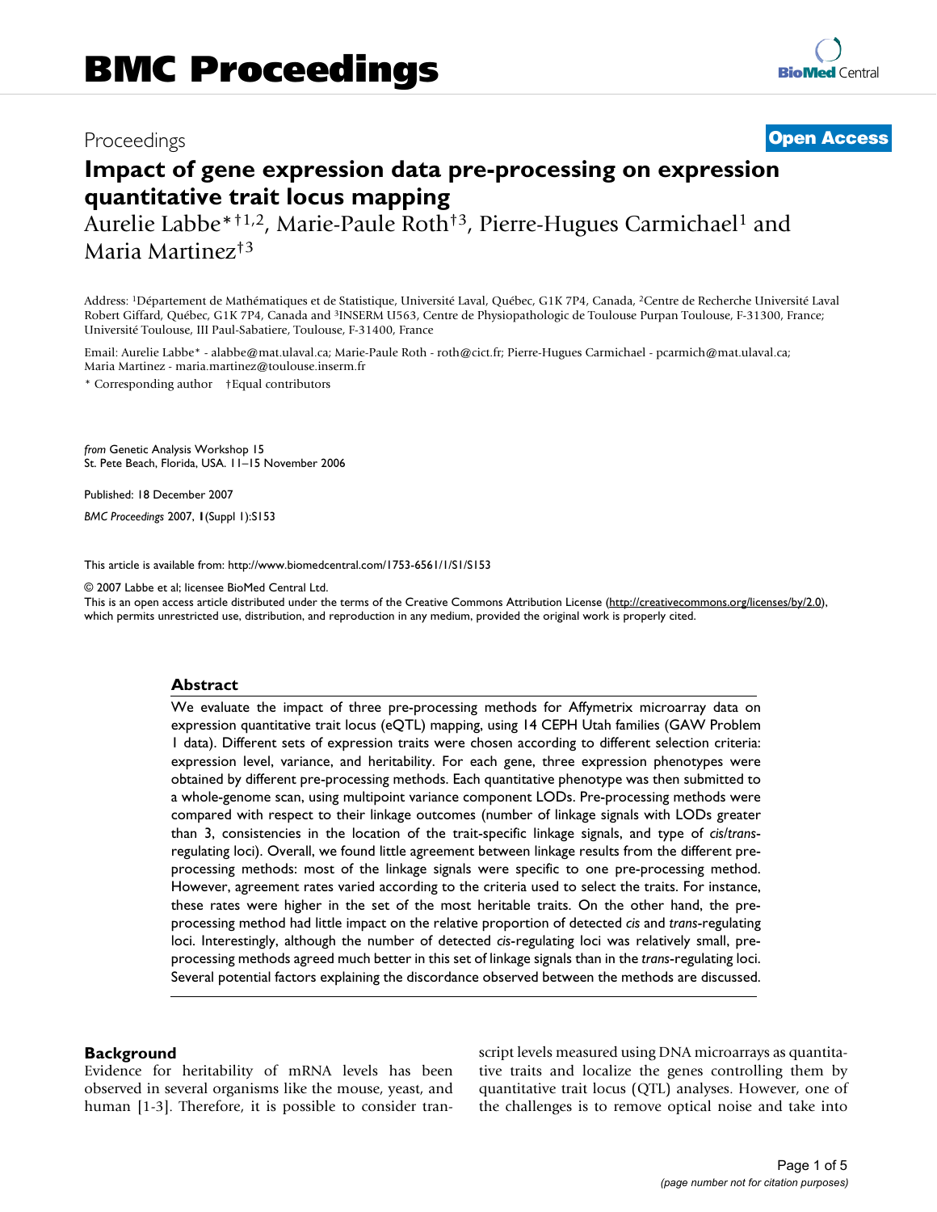# BMC Proceedings

Proceedings **Open Access**

## Impact of gene expression data pre-processing on expression quantitative trait locus mapping

Aurelie Labbe*†[1,2], Marie-Paule Roth†[3], Pierre-Hugues Carmichael[1] and Maria Martinez†[3]

Address: [1]Département de Mathématiques et de Statistique, Université Laval, Québec, G1K 7P4, Canada, [2]Centre de Recherche Université Laval Robert Giffard, Québec, G1K 7P4, Canada and [3]INSERM U563, Centre de Physiopathologie de Toulouse Purpan Toulouse, F-31300, France; Université Toulouse, III Paul-Sabatiere, Toulouse, F-31400, France

Email: Aurelie Labbe* - alabbe@mat.ulaval.ca; Marie-Paule Roth - roth@cict.fr; Pierre-Hugues Carmichael - pcarmich@mat.ulaval.ca; Maria Martinez - maria.martinez@toulouse.inserm.fr

* Corresponding author †Equal contributors

*from* Genetic Analysis Workshop 15
St. Pete Beach, Florida, USA. 11–15 November 2006

Published: 18 December 2007

*BMC Proceedings* 2007, **1**(Suppl 1):S153

This article is available from: http://www.biomedcentral.com/1753-6561/1/S1/S153

© 2007 Labbe et al; licensee BioMed Central Ltd.
This is an open access article distributed under the terms of the Creative Commons Attribution License (http://creativecommons.org/licenses/by/2.0), which permits unrestricted use, distribution, and reproduction in any medium, provided the original work is properly cited.

### Abstract

We evaluate the impact of three pre-processing methods for Affymetrix microarray data on expression quantitative trait locus (eQTL) mapping, using 14 CEPH Utah families (GAW Problem 1 data). Different sets of expression traits were chosen according to different selection criteria: expression level, variance, and heritability. For each gene, three expression phenotypes were obtained by different pre-processing methods. Each quantitative phenotype was then submitted to a whole-genome scan, using multipoint variance component LODs. Pre-processing methods were compared with respect to their linkage outcomes (number of linkage signals with LODs greater than 3, consistencies in the location of the trait-specific linkage signals, and type of *cis*/*trans*-regulating loci). Overall, we found little agreement between linkage results from the different pre-processing methods: most of the linkage signals were specific to one pre-processing method. However, agreement rates varied according to the criteria used to select the traits. For instance, these rates were higher in the set of the most heritable traits. On the other hand, the pre-processing method had little impact on the relative proportion of detected *cis* and *trans*-regulating loci. Interestingly, although the number of detected *cis*-regulating loci was relatively small, pre-processing methods agreed much better in this set of linkage signals than in the *trans*-regulating loci. Several potential factors explaining the discordance observed between the methods are discussed.

### Background

Evidence for heritability of mRNA levels has been observed in several organisms like the mouse, yeast, and human [1-3]. Therefore, it is possible to consider transcript levels measured using DNA microarrays as quantitative traits and localize the genes controlling them by quantitative trait locus (QTL) analyses. However, one of the challenges is to remove optical noise and take into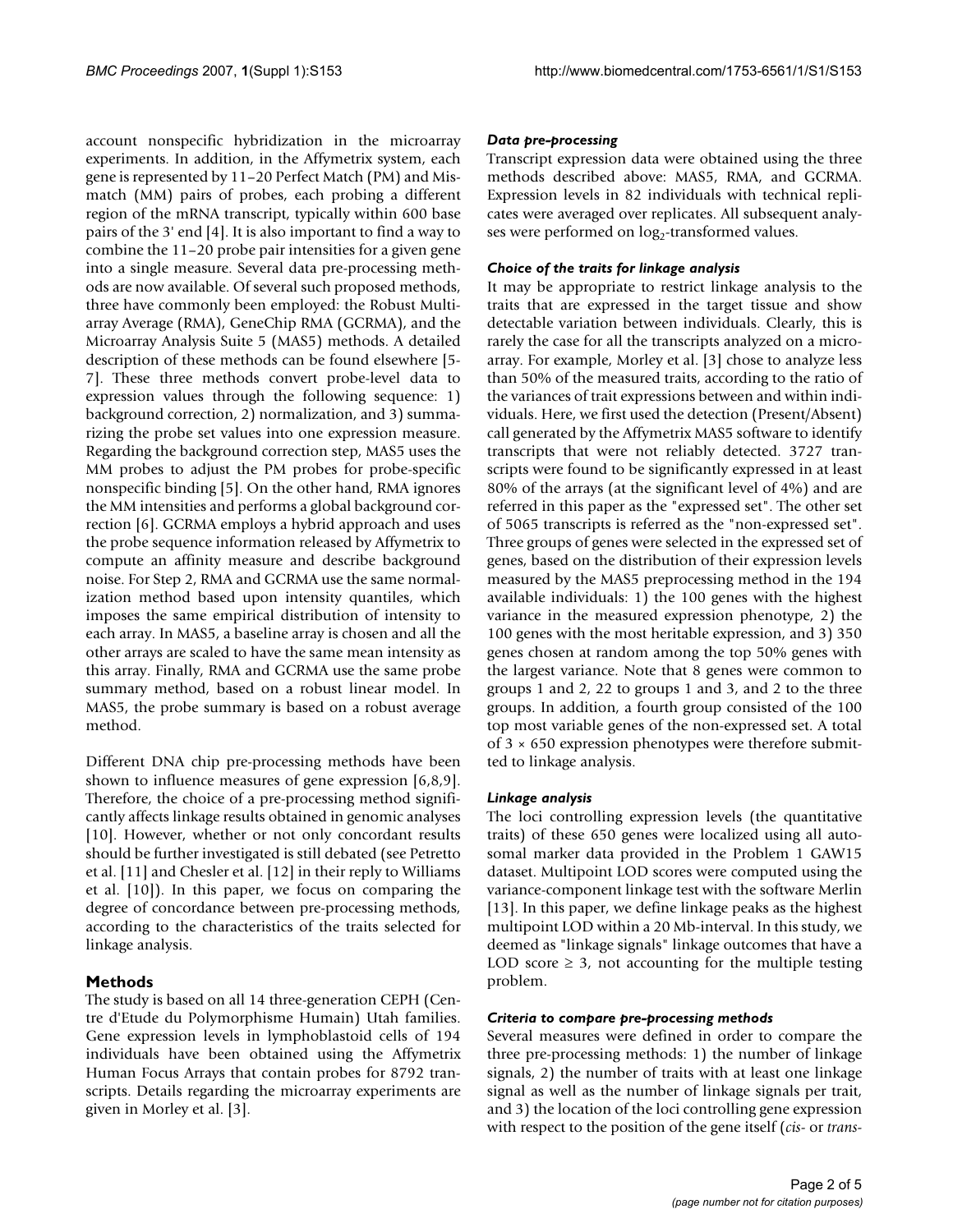account nonspecific hybridization in the microarray experiments. In addition, in the Affymetrix system, each gene is represented by 11–20 Perfect Match (PM) and Mismatch (MM) pairs of probes, each probing a different region of the mRNA transcript, typically within 600 base pairs of the 3' end [4]. It is also important to find a way to combine the 11–20 probe pair intensities for a given gene into a single measure. Several data pre-processing methods are now available. Of several such proposed methods, three have commonly been employed: the Robust Multiarray Average (RMA), GeneChip RMA (GCRMA), and the Microarray Analysis Suite 5 (MAS5) methods. A detailed description of these methods can be found elsewhere [5-7]. These three methods convert probe-level data to expression values through the following sequence: 1) background correction, 2) normalization, and 3) summarizing the probe set values into one expression measure. Regarding the background correction step, MAS5 uses the MM probes to adjust the PM probes for probe-specific nonspecific binding [5]. On the other hand, RMA ignores the MM intensities and performs a global background correction [6]. GCRMA employs a hybrid approach and uses the probe sequence information released by Affymetrix to compute an affinity measure and describe background noise. For Step 2, RMA and GCRMA use the same normalization method based upon intensity quantiles, which imposes the same empirical distribution of intensity to each array. In MAS5, a baseline array is chosen and all the other arrays are scaled to have the same mean intensity as this array. Finally, RMA and GCRMA use the same probe summary method, based on a robust linear model. In MAS5, the probe summary is based on a robust average method.

Different DNA chip pre-processing methods have been shown to influence measures of gene expression [6,8,9]. Therefore, the choice of a pre-processing method significantly affects linkage results obtained in genomic analyses [10]. However, whether or not only concordant results should be further investigated is still debated (see Petretto et al. [11] and Chesler et al. [12] in their reply to Williams et al. [10]). In this paper, we focus on comparing the degree of concordance between pre-processing methods, according to the characteristics of the traits selected for linkage analysis.

## Methods

The study is based on all 14 three-generation CEPH (Centre d'Etude du Polymorphisme Humain) Utah families. Gene expression levels in lymphoblastoid cells of 194 individuals have been obtained using the Affymetrix Human Focus Arrays that contain probes for 8792 transcripts. Details regarding the microarray experiments are given in Morley et al. [3].

### *Data pre-processing*

Transcript expression data were obtained using the three methods described above: MAS5, RMA, and GCRMA. Expression levels in 82 individuals with technical replicates were averaged over replicates. All subsequent analyses were performed on $\log_2$-transformed values.

### *Choice of the traits for linkage analysis*

It may be appropriate to restrict linkage analysis to the traits that are expressed in the target tissue and show detectable variation between individuals. Clearly, this is rarely the case for all the transcripts analyzed on a microarray. For example, Morley et al. [3] chose to analyze less than 50% of the measured traits, according to the ratio of the variances of trait expressions between and within individuals. Here, we first used the detection (Present/Absent) call generated by the Affymetrix MAS5 software to identify transcripts that were not reliably detected. 3727 transcripts were found to be significantly expressed in at least 80% of the arrays (at the significant level of 4%) and are referred in this paper as the "expressed set". The other set of 5065 transcripts is referred as the "non-expressed set". Three groups of genes were selected in the expressed set of genes, based on the distribution of their expression levels measured by the MAS5 preprocessing method in the 194 available individuals: 1) the 100 genes with the highest variance in the measured expression phenotype, 2) the 100 genes with the most heritable expression, and 3) 350 genes chosen at random among the top 50% genes with the largest variance. Note that 8 genes were common to groups 1 and 2, 22 to groups 1 and 3, and 2 to the three groups. In addition, a fourth group consisted of the 100 top most variable genes of the non-expressed set. A total of $3 \times 650$ expression phenotypes were therefore submitted to linkage analysis.

### *Linkage analysis*

The loci controlling expression levels (the quantitative traits) of these 650 genes were localized using all autosomal marker data provided in the Problem 1 GAW15 dataset. Multipoint LOD scores were computed using the variance-component linkage test with the software Merlin [13]. In this paper, we define linkage peaks as the highest multipoint LOD within a 20 Mb-interval. In this study, we deemed as "linkage signals" linkage outcomes that have a LOD score $\geq 3$, not accounting for the multiple testing problem.

### *Criteria to compare pre-processing methods*

Several measures were defined in order to compare the three pre-processing methods: 1) the number of linkage signals, 2) the number of traits with at least one linkage signal as well as the number of linkage signals per trait, and 3) the location of the loci controlling gene expression with respect to the position of the gene itself (*cis-* or *trans-*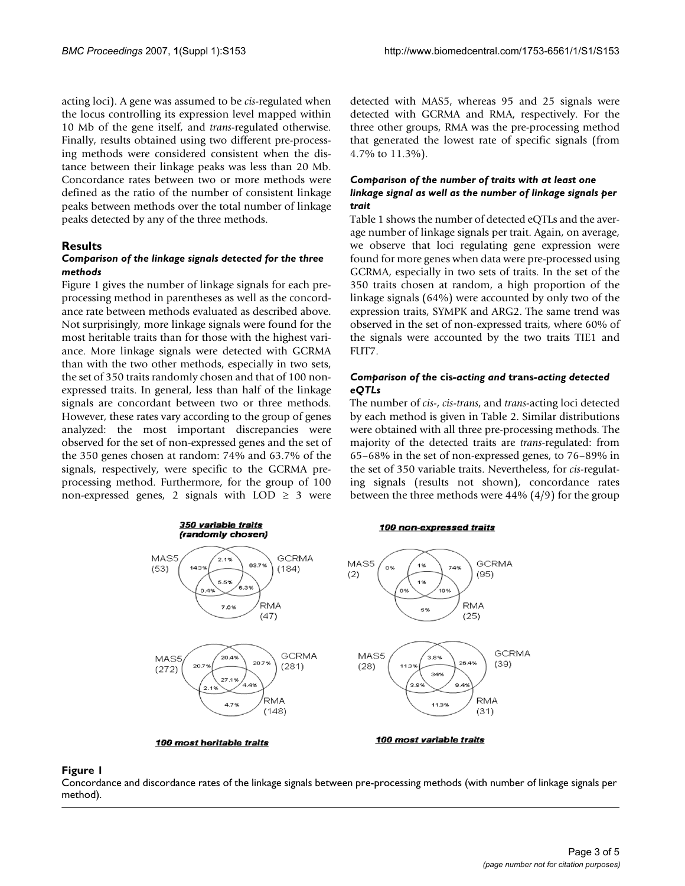acting loci). A gene was assumed to be *cis*-regulated when the locus controlling its expression level mapped within 10 Mb of the gene itself, and *trans*-regulated otherwise. Finally, results obtained using two different pre-processing methods were considered consistent when the distance between their linkage peaks was less than 20 Mb. Concordance rates between two or more methods were defined as the ratio of the number of consistent linkage peaks between methods over the total number of linkage peaks detected by any of the three methods.

## Results

### Comparison of the linkage signals detected for the three methods

Figure 1 gives the number of linkage signals for each pre-processing method in parentheses as well as the concordance rate between methods evaluated as described above. Not surprisingly, more linkage signals were found for the most heritable traits than for those with the highest variance. More linkage signals were detected with GCRMA than with the two other methods, especially in two sets, the set of 350 traits randomly chosen and that of 100 non-expressed traits. In general, less than half of the linkage signals are concordant between two or three methods. However, these rates vary according to the group of genes analyzed: the most important discrepancies were observed for the set of non-expressed genes and the set of the 350 genes chosen at random: 74% and 63.7% of the signals, respectively, were specific to the GCRMA pre-processing method. Furthermore, for the group of 100 non-expressed genes, 2 signals with LOD $\geq$ 3 were detected with MAS5, whereas 95 and 25 signals were detected with GCRMA and RMA, respectively. For the three other groups, RMA was the pre-processing method that generated the lowest rate of specific signals (from 4.7% to 11.3%).

### Comparison of the number of traits with at least one linkage signal as well as the number of linkage signals per trait

Table 1 shows the number of detected eQTLs and the average number of linkage signals per trait. Again, on average, we observe that loci regulating gene expression were found for more genes when data were pre-processed using GCRMA, especially in two sets of traits. In the set of the 350 traits chosen at random, a high proportion of the linkage signals (64%) were accounted by only two of the expression traits, SYMPK and ARG2. The same trend was observed in the set of non-expressed traits, where 60% of the signals were accounted by the two traits TIE1 and FUT7.

### Comparison of the *cis*-acting and *trans*-acting detected eQTLs

The number of *cis*-, *cis-trans*, and *trans*-acting loci detected by each method is given in Table 2. Similar distributions were obtained with all three pre-processing methods. The majority of the detected traits are *trans*-regulated: from 65–68% in the set of non-expressed genes, to 76–89% in the set of 350 variable traits. Nevertheless, for *cis*-regulating signals (results not shown), concordance rates between the three methods were 44% (4/9) for the group

**Figure 1**

Concordance and discordance rates of the linkage signals between pre-processing methods (with number of linkage signals per method).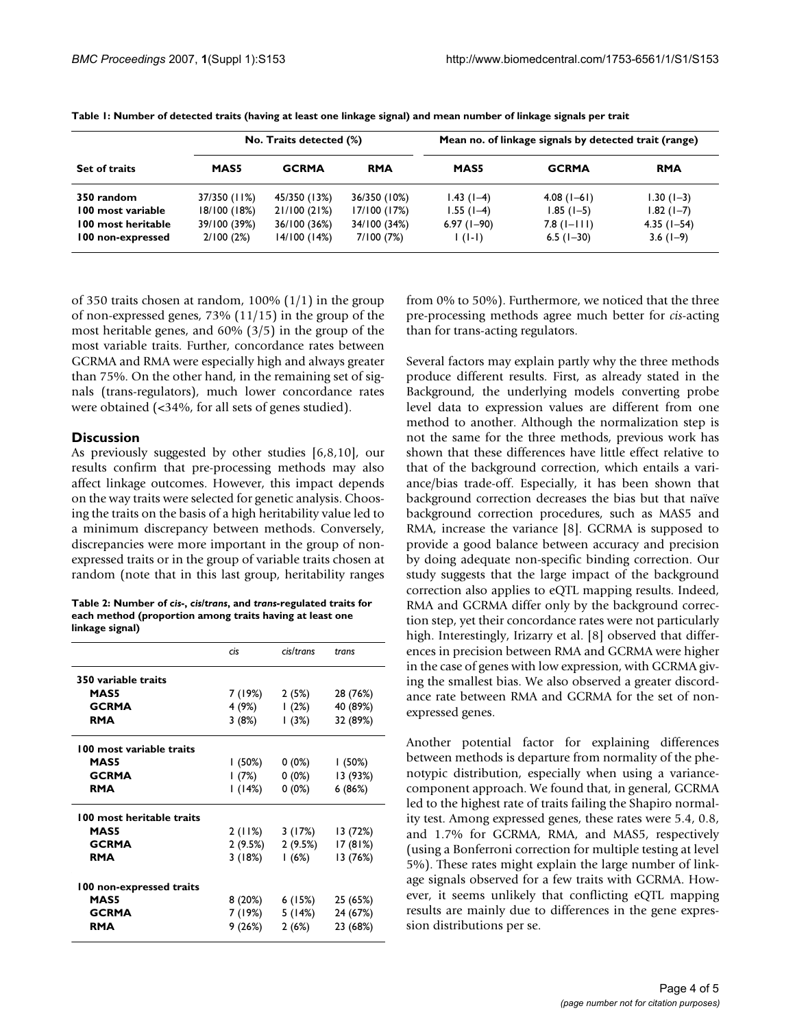**Table 1: Number of detected traits (having at least one linkage signal) and mean number of linkage signals per trait**

| Set of traits | No. Traits detected (%) | | | Mean no. of linkage signals by detected trait (range) | | |
|---|---|---|---|---|---|---|
| | **MAS5** | **GCRMA** | **RMA** | **MAS5** | **GCRMA** | **RMA** |
| **350 random** | 37/350 (11%) | 45/350 (13%) | 36/350 (10%) | 1.43 (1–4) | 4.08 (1–61) | 1.30 (1–3) |
| **100 most variable** | 18/100 (18%) | 21/100 (21%) | 17/100 (17%) | 1.55 (1–4) | 1.85 (1–5) | 1.82 (1–7) |
| **100 most heritable** | 39/100 (39%) | 36/100 (36%) | 34/100 (34%) | 6.97 (1–90) | 7.8 (1–111) | 4.35 (1–54) |
| **100 non-expressed** | 2/100 (2%) | 14/100 (14%) | 7/100 (7%) | 1 (1-1) | 6.5 (1–30) | 3.6 (1–9) |

of 350 traits chosen at random, 100% (1/1) in the group of non-expressed genes, 73% (11/15) in the group of the most heritable genes, and 60% (3/5) in the group of the most variable traits. Further, concordance rates between GCRMA and RMA were especially high and always greater than 75%. On the other hand, in the remaining set of signals (trans-regulators), much lower concordance rates were obtained (<34%, for all sets of genes studied).

## Discussion

As previously suggested by other studies [6,8,10], our results confirm that pre-processing methods may also affect linkage outcomes. However, this impact depends on the way traits were selected for genetic analysis. Choosing the traits on the basis of a high heritability value led to a minimum discrepancy between methods. Conversely, discrepancies were more important in the group of non-expressed traits or in the group of variable traits chosen at random (note that in this last group, heritability ranges from 0% to 50%). Furthermore, we noticed that the three pre-processing methods agree much better for *cis*-acting than for trans-acting regulators.

**Table 2: Number of *cis*-, *cis*/*trans*, and *trans*-regulated traits for each method (proportion among traits having at least one linkage signal)**

| | *cis* | *cis*/*trans* | *trans* |
|---|---|---|---|
| **350 variable traits** | | | |
| **MAS5** | 7 (19%) | 2 (5%) | 28 (76%) |
| **GCRMA** | 4 (9%) | 1 (2%) | 40 (89%) |
| **RMA** | 3 (8%) | 1 (3%) | 32 (89%) |
| **100 most variable traits** | | | |
| **MAS5** | 1 (50%) | 0 (0%) | 1 (50%) |
| **GCRMA** | 1 (7%) | 0 (0%) | 13 (93%) |
| **RMA** | 1 (14%) | 0 (0%) | 6 (86%) |
| **100 most heritable traits** | | | |
| **MAS5** | 2 (11%) | 3 (17%) | 13 (72%) |
| **GCRMA** | 2 (9.5%) | 2 (9.5%) | 17 (81%) |
| **RMA** | 3 (18%) | 1 (6%) | 13 (76%) |
| **100 non-expressed traits** | | | |
| **MAS5** | 8 (20%) | 6 (15%) | 25 (65%) |
| **GCRMA** | 7 (19%) | 5 (14%) | 24 (67%) |
| **RMA** | 9 (26%) | 2 (6%) | 23 (68%) |

Several factors may explain partly why the three methods produce different results. First, as already stated in the Background, the underlying models converting probe level data to expression values are different from one method to another. Although the normalization step is not the same for the three methods, previous work has shown that these differences have little effect relative to that of the background correction, which entails a variance/bias trade-off. Especially, it has been shown that background correction decreases the bias but that naïve background correction procedures, such as MAS5 and RMA, increase the variance [8]. GCRMA is supposed to provide a good balance between accuracy and precision by doing adequate non-specific binding correction. Our study suggests that the large impact of the background correction also applies to eQTL mapping results. Indeed, RMA and GCRMA differ only by the background correction step, yet their concordance rates were not particularly high. Interestingly, Irizarry et al. [8] observed that differences in precision between RMA and GCRMA were higher in the case of genes with low expression, with GCRMA giving the smallest bias. We also observed a greater discordance rate between RMA and GCRMA for the set of non-expressed genes.

Another potential factor for explaining differences between methods is departure from normality of the phenotypic distribution, especially when using a variance-component approach. We found that, in general, GCRMA led to the highest rate of traits failing the Shapiro normality test. Among expressed genes, these rates were 5.4, 0.8, and 1.7% for GCRMA, RMA, and MAS5, respectively (using a Bonferroni correction for multiple testing at level 5%). These rates might explain the large number of linkage signals observed for a few traits with GCRMA. However, it seems unlikely that conflicting eQTL mapping results are mainly due to differences in the gene expression distributions per se.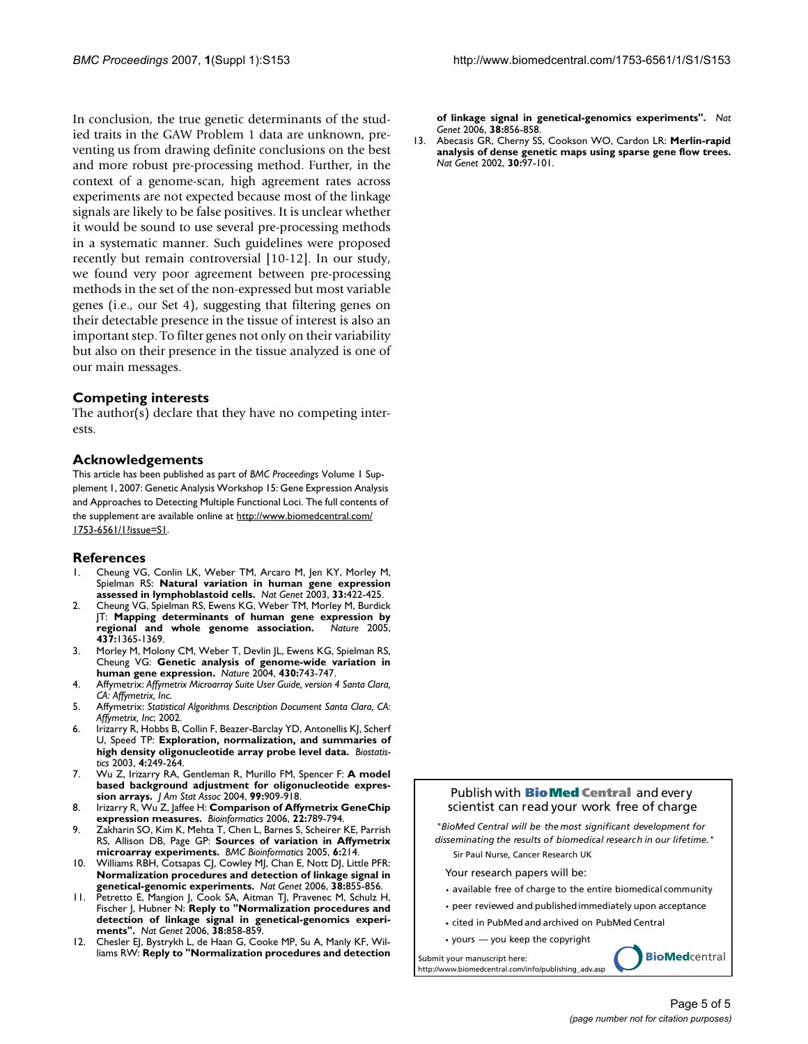In conclusion, the true genetic determinants of the studied traits in the GAW Problem 1 data are unknown, preventing us from drawing definite conclusions on the best and more robust pre-processing method. Further, in the context of a genome-scan, high agreement rates across experiments are not expected because most of the linkage signals are likely to be false positives. It is unclear whether it would be sound to use several pre-processing methods in a systematic manner. Such guidelines were proposed recently but remain controversial [10-12]. In our study, we found very poor agreement between pre-processing methods in the set of the non-expressed but most variable genes (i.e., our Set 4), suggesting that filtering genes on their detectable presence in the tissue of interest is also an important step. To filter genes not only on their variability but also on their presence in the tissue analyzed is one of our main messages.

## Competing interests

The author(s) declare that they have no competing interests.

## Acknowledgements

This article has been published as part of *BMC Proceedings* Volume 1 Supplement 1, 2007: Genetic Analysis Workshop 15: Gene Expression Analysis and Approaches to Detecting Multiple Functional Loci. The full contents of the supplement are available online at http://www.biomedcentral.com/1753-6561/1?issue=S1.

## References

1. Cheung VG, Conlin LK, Weber TM, Arcaro M, Jen KY, Morley M, Spielman RS: **Natural variation in human gene expression assessed in lymphoblastoid cells.** *Nat Genet* 2003, **33:**422-425.
2. Cheung VG, Spielman RS, Ewens KG, Weber TM, Morley M, Burdick JT: **Mapping determinants of human gene expression by regional and whole genome association.** *Nature* 2005, **437:**1365-1369.
3. Morley M, Molony CM, Weber T, Devlin JL, Ewens KG, Spielman RS, Cheung VG: **Genetic analysis of genome-wide variation in human gene expression.** *Nature* 2004, **430:**743-747.
4. Affymetrix: *Affymetrix Microarray Suite User Guide, version 4 Santa Clara, CA: Affymetrix, Inc.*
5. Affymetrix: *Statistical Algorithms Description Document Santa Clara, CA: Affymetrix, Inc*; 2002.
6. Irizarry R, Hobbs B, Collin F, Beazer-Barclay YD, Antonellis KJ, Scherf U, Speed TP: **Exploration, normalization, and summaries of high density oligonucleotide array probe level data.** *Biostatistics* 2003, **4:**249-264.
7. Wu Z, Irizarry RA, Gentleman R, Murillo FM, Spencer F: **A model based background adjustment for oligonucleotide expression arrays.** *J Am Stat Assoc* 2004, **99:**909-918.
8. Irizarry R, Wu Z, Jaffee H: **Comparison of Affymetrix GeneChip expression measures.** *Bioinformatics* 2006, **22:**789-794.
9. Zakharin SO, Kim K, Mehta T, Chen L, Barnes S, Scheirer KE, Parrish RS, Allison DB, Page GP: **Sources of variation in Affymetrix microarray experiments.** *BMC Bioinformatics* 2005, **6:**214.
10. Williams RBH, Cotsapas CJ, Cowley MJ, Chan E, Nott DJ, Little PFR: **Normalization procedures and detection of linkage signal in genetical-genomic experiments.** *Nat Genet* 2006, **38:**855-856.
11. Petretto E, Mangion J, Cook SA, Aitman TJ, Pravenec M, Schulz H, Fischer J, Hubner N: **Reply to "Normalization procedures and detection of linkage signal in genetical-genomics experiments".** *Nat Genet* 2006, **38:**858-859.
12. Chesler EJ, Bystrykh L, de Haan G, Cooke MP, Su A, Manly KF, Williams RW: **Reply to "Normalization procedures and detection of linkage signal in genetical-genomics experiments".** *Nat Genet* 2006, **38:**856-858.
13. Abecasis GR, Cherny SS, Cookson WO, Cardon LR: **Merlin-rapid analysis of dense genetic maps using sparse gene flow trees.** *Nat Genet* 2002, **30:**97-101.

Publish with **BioMed Central** and every scientist can read your work free of charge

*"BioMed Central will be the most significant development for disseminating the results of biomedical research in our lifetime."*
Sir Paul Nurse, Cancer Research UK

Your research papers will be:

- available free of charge to the entire biomedical community
- peer reviewed and published immediately upon acceptance
- cited in PubMed and archived on PubMed Central
- yours — you keep the copyright

Submit your manuscript here:
http://www.biomedcentral.com/info/publishing_adv.asp

BioMedcentral